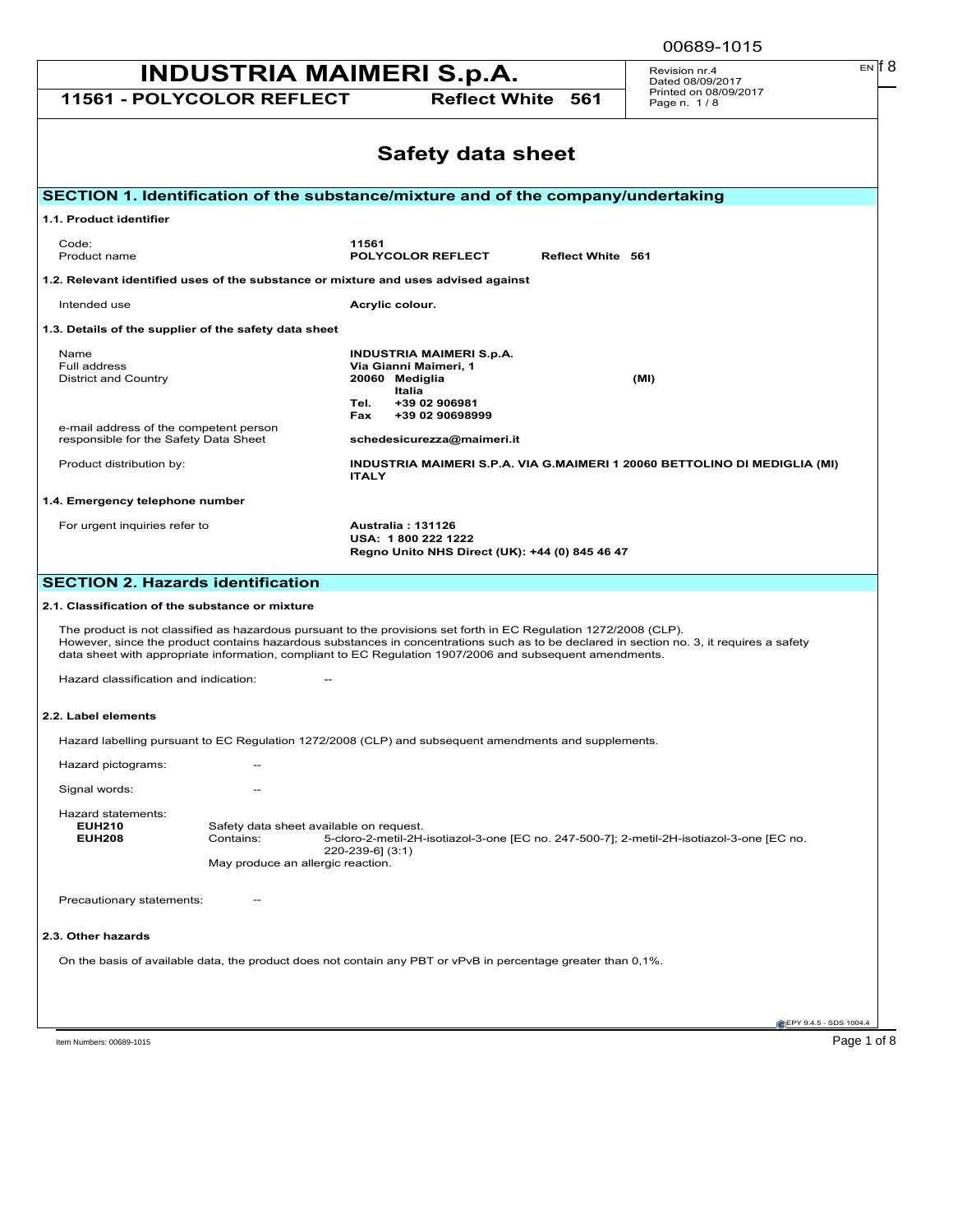# INDUSTRIA MAIMERI S.p.A.

**11561 - POLYCOLOR REFLECT** **Reflect White 561**

Revision nr.4
Dated 08/09/2017
Printed on 08/09/2017

# Safety data sheet

## SECTION 1. Identification of the substance/mixture and of the company/undertaking

### 1.1. Product identifier

| | |
|---|---|
| Code: | **11561** |
| Product name | **POLYCOLOR REFLECT Reflect White 561** |

### 1.2. Relevant identified uses of the substance or mixture and uses advised against

| | |
|---|---|
| Intended use | **Acrylic colour.** |

### 1.3. Details of the supplier of the safety data sheet

| | |
|---|---|
| Name | **INDUSTRIA MAIMERI S.p.A.** |
| Full address | **Via Gianni Maimeri, 1** |
| District and Country | **20060 Mediglia (MI)** **Italia** **Tel. +39 02 906981** **Fax +39 02 90698999** |
| e-mail address of the competent person responsible for the Safety Data Sheet | **schedesicurezza@maimeri.it** |
| Product distribution by: | **INDUSTRIA MAIMERI S.P.A. VIA G.MAIMERI 1 20060 BETTOLINO DI MEDIGLIA (MI) ITALY** |

### 1.4. Emergency telephone number

| | |
|---|---|
| For urgent inquiries refer to | **Australia : 131126** **USA: 1 800 222 1222** **Regno Unito NHS Direct (UK): +44 (0) 845 46 47** |

## SECTION 2. Hazards identification

### 2.1. Classification of the substance or mixture

The product is not classified as hazardous pursuant to the provisions set forth in EC Regulation 1272/2008 (CLP).
However, since the product contains hazardous substances in concentrations such as to be declared in section no. 3, it requires a safety data sheet with appropriate information, compliant to EC Regulation 1907/2006 and subsequent amendments.

Hazard classification and indication: --

### 2.2. Label elements

Hazard labelling pursuant to EC Regulation 1272/2008 (CLP) and subsequent amendments and supplements.

Hazard pictograms: --

Signal words: --

Hazard statements:

**EUH210** Safety data sheet available on request.

**EUH208** Contains: 5-cloro-2-metil-2H-isotiazol-3-one [EC no. 247-500-7]; 2-metil-2H-isotiazol-3-one [EC no. 220-239-6] (3:1)
May produce an allergic reaction.

Precautionary statements: --

### 2.3. Other hazards

On the basis of available data, the product does not contain any PBT or vPvB in percentage greater than 0,1%.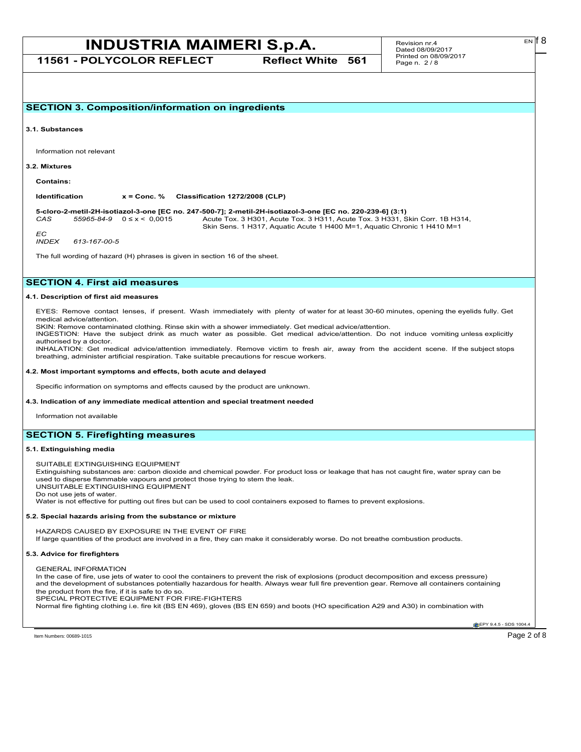## SECTION 3. Composition/information on ingredients

### 3.1. Substances

Information not relevant

### 3.2. Mixtures

**Contains:**

| Identification | | x = Conc. % | Classification 1272/2008 (CLP) |
|---|---|---|---|
| **5-cloro-2-metil-2H-isotiazol-3-one [EC no. 247-500-7]; 2-metil-2H-isotiazol-3-one [EC no. 220-239-6] (3:1)** | | | |
| *CAS* | *55965-84-9* | 0 ≤ x < 0,0015 | Acute Tox. 3 H301, Acute Tox. 3 H311, Acute Tox. 3 H331, Skin Corr. 1B H314, Skin Sens. 1 H317, Aquatic Acute 1 H400 M=1, Aquatic Chronic 1 H410 M=1 |
| *EC* | | | |
| *INDEX* | *613-167-00-5* | | |

The full wording of hazard (H) phrases is given in section 16 of the sheet.

## SECTION 4. First aid measures

### 4.1. Description of first aid measures

EYES: Remove contact lenses, if present. Wash immediately with plenty of water for at least 30-60 minutes, opening the eyelids fully. Get medical advice/attention.
SKIN: Remove contaminated clothing. Rinse skin with a shower immediately. Get medical advice/attention.
INGESTION: Have the subject drink as much water as possible. Get medical advice/attention. Do not induce vomiting unless explicitly authorised by a doctor.
INHALATION: Get medical advice/attention immediately. Remove victim to fresh air, away from the accident scene. If the subject stops breathing, administer artificial respiration. Take suitable precautions for rescue workers.

### 4.2. Most important symptoms and effects, both acute and delayed

Specific information on symptoms and effects caused by the product are unknown.

### 4.3. Indication of any immediate medical attention and special treatment needed

Information not available

## SECTION 5. Firefighting measures

### 5.1. Extinguishing media

SUITABLE EXTINGUISHING EQUIPMENT
Extinguishing substances are: carbon dioxide and chemical powder. For product loss or leakage that has not caught fire, water spray can be used to disperse flammable vapours and protect those trying to stem the leak.
UNSUITABLE EXTINGUISHING EQUIPMENT
Do not use jets of water.
Water is not effective for putting out fires but can be used to cool containers exposed to flames to prevent explosions.

### 5.2. Special hazards arising from the substance or mixture

HAZARDS CAUSED BY EXPOSURE IN THE EVENT OF FIRE
If large quantities of the product are involved in a fire, they can make it considerably worse. Do not breathe combustion products.

### 5.3. Advice for firefighters

GENERAL INFORMATION
In the case of fire, use jets of water to cool the containers to prevent the risk of explosions (product decomposition and excess pressure) and the development of substances potentially hazardous for health. Always wear full fire prevention gear. Remove all containers containing the product from the fire, if it is safe to do so.
SPECIAL PROTECTIVE EQUIPMENT FOR FIRE-FIGHTERS
Normal fire fighting clothing i.e. fire kit (BS EN 469), gloves (BS EN 659) and boots (HO specification A29 and A30) in combination with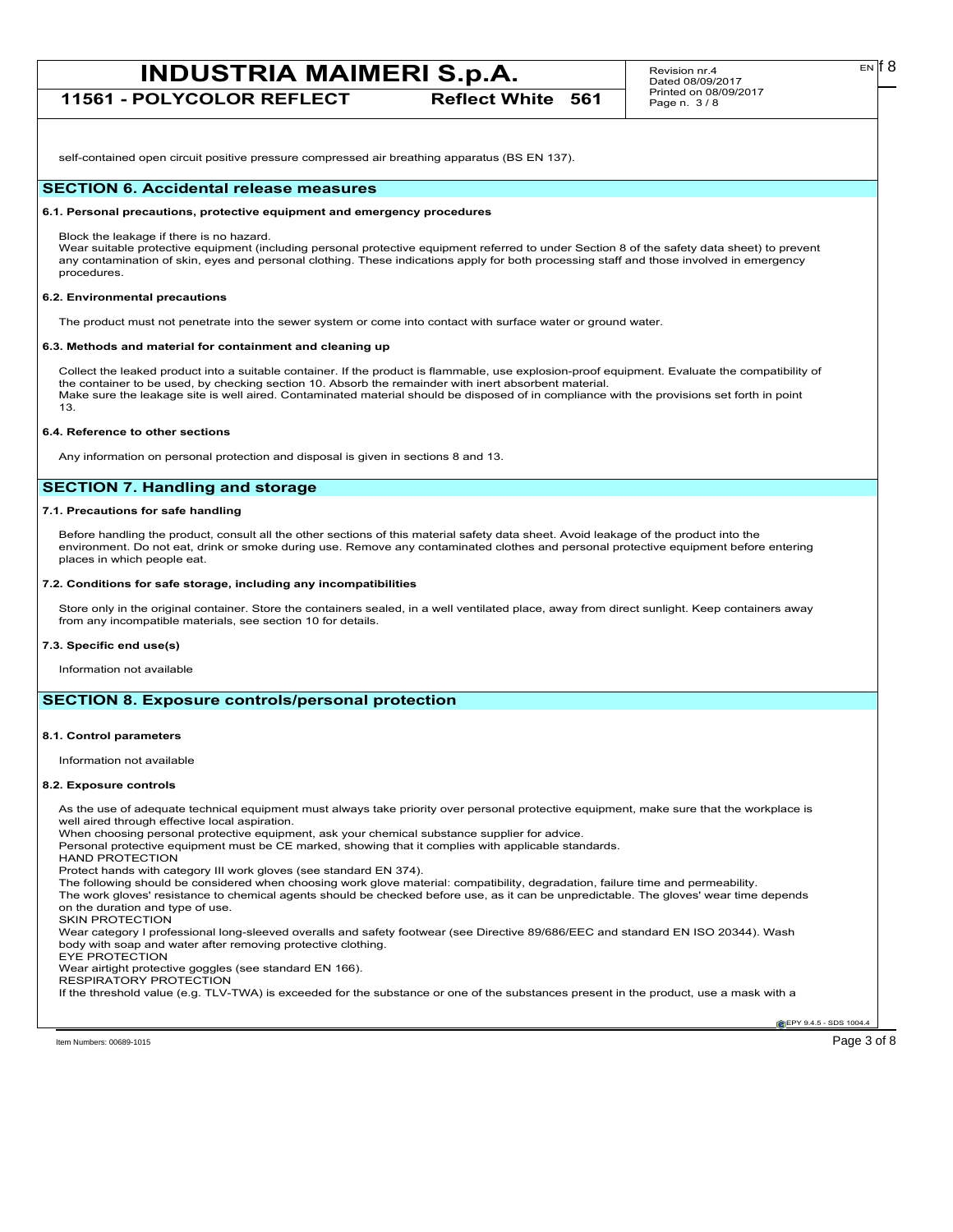self-contained open circuit positive pressure compressed air breathing apparatus (BS EN 137).

## SECTION 6. Accidental release measures

### 6.1. Personal precautions, protective equipment and emergency procedures

Block the leakage if there is no hazard.
Wear suitable protective equipment (including personal protective equipment referred to under Section 8 of the safety data sheet) to prevent any contamination of skin, eyes and personal clothing. These indications apply for both processing staff and those involved in emergency procedures.

### 6.2. Environmental precautions

The product must not penetrate into the sewer system or come into contact with surface water or ground water.

### 6.3. Methods and material for containment and cleaning up

Collect the leaked product into a suitable container. If the product is flammable, use explosion-proof equipment. Evaluate the compatibility of the container to be used, by checking section 10. Absorb the remainder with inert absorbent material.
Make sure the leakage site is well aired. Contaminated material should be disposed of in compliance with the provisions set forth in point 13.

### 6.4. Reference to other sections

Any information on personal protection and disposal is given in sections 8 and 13.

## SECTION 7. Handling and storage

### 7.1. Precautions for safe handling

Before handling the product, consult all the other sections of this material safety data sheet. Avoid leakage of the product into the environment. Do not eat, drink or smoke during use. Remove any contaminated clothes and personal protective equipment before entering places in which people eat.

### 7.2. Conditions for safe storage, including any incompatibilities

Store only in the original container. Store the containers sealed, in a well ventilated place, away from direct sunlight. Keep containers away from any incompatible materials, see section 10 for details.

### 7.3. Specific end use(s)

Information not available

## SECTION 8. Exposure controls/personal protection

### 8.1. Control parameters

Information not available

### 8.2. Exposure controls

As the use of adequate technical equipment must always take priority over personal protective equipment, make sure that the workplace is well aired through effective local aspiration.
When choosing personal protective equipment, ask your chemical substance supplier for advice.
Personal protective equipment must be CE marked, showing that it complies with applicable standards.
HAND PROTECTION
Protect hands with category III work gloves (see standard EN 374).
The following should be considered when choosing work glove material: compatibility, degradation, failure time and permeability.
The work gloves' resistance to chemical agents should be checked before use, as it can be unpredictable. The gloves' wear time depends on the duration and type of use.
SKIN PROTECTION
Wear category I professional long-sleeved overalls and safety footwear (see Directive 89/686/EEC and standard EN ISO 20344). Wash body with soap and water after removing protective clothing.
EYE PROTECTION
Wear airtight protective goggles (see standard EN 166).
RESPIRATORY PROTECTION
If the threshold value (e.g. TLV-TWA) is exceeded for the substance or one of the substances present in the product, use a mask with a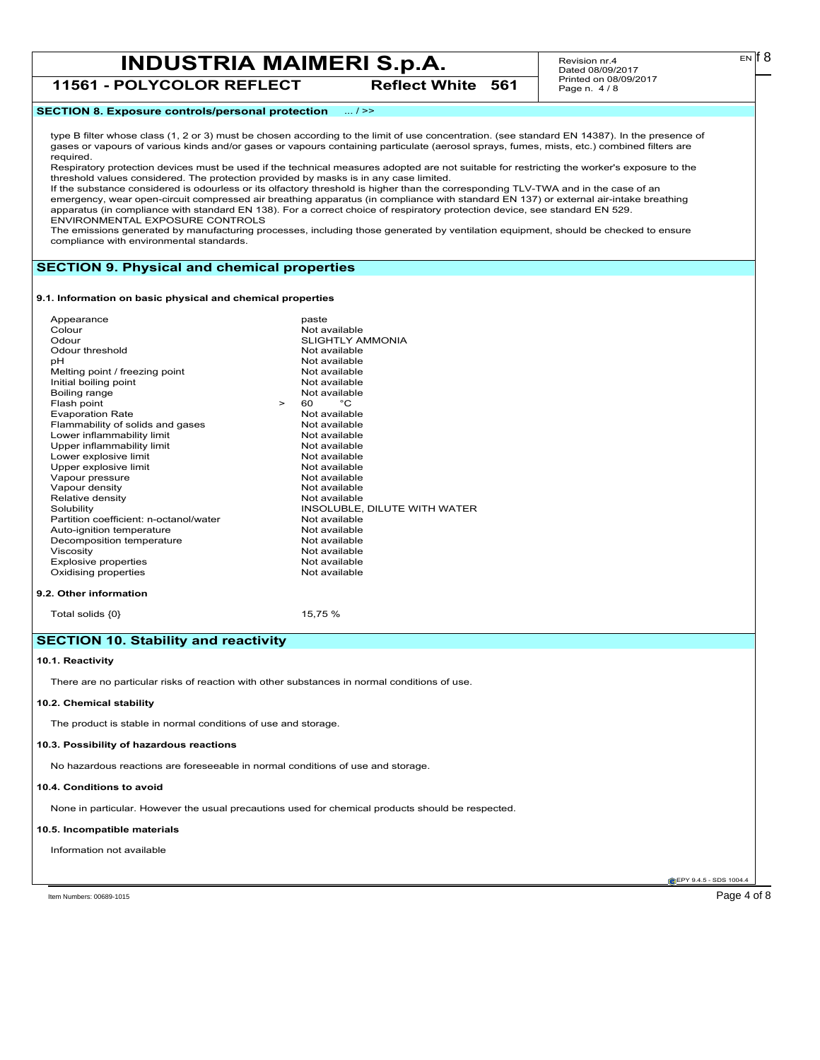## SECTION 8. Exposure controls/personal protection ... / >>

type B filter whose class (1, 2 or 3) must be chosen according to the limit of use concentration. (see standard EN 14387). In the presence of gases or vapours of various kinds and/or gases or vapours containing particulate (aerosol sprays, fumes, mists, etc.) combined filters are required.
Respiratory protection devices must be used if the technical measures adopted are not suitable for restricting the worker's exposure to the threshold values considered. The protection provided by masks is in any case limited.
If the substance considered is odourless or its olfactory threshold is higher than the corresponding TLV-TWA and in the case of an emergency, wear open-circuit compressed air breathing apparatus (in compliance with standard EN 137) or external air-intake breathing apparatus (in compliance with standard EN 138). For a correct choice of respiratory protection device, see standard EN 529.
ENVIRONMENTAL EXPOSURE CONTROLS
The emissions generated by manufacturing processes, including those generated by ventilation equipment, should be checked to ensure compliance with environmental standards.

## SECTION 9. Physical and chemical properties

### 9.1. Information on basic physical and chemical properties

| Property | Value |
|---|---|
| Appearance | paste |
| Colour | Not available |
| Odour | SLIGHTLY AMMONIA |
| Odour threshold | Not available |
| pH | Not available |
| Melting point / freezing point | Not available |
| Initial boiling point | Not available |
| Boiling range | Not available |
| Flash point | > 60 °C |
| Evaporation Rate | Not available |
| Flammability of solids and gases | Not available |
| Lower inflammability limit | Not available |
| Upper inflammability limit | Not available |
| Lower explosive limit | Not available |
| Upper explosive limit | Not available |
| Vapour pressure | Not available |
| Vapour density | Not available |
| Relative density | Not available |
| Solubility | INSOLUBLE, DILUTE WITH WATER |
| Partition coefficient: n-octanol/water | Not available |
| Auto-ignition temperature | Not available |
| Decomposition temperature | Not available |
| Viscosity | Not available |
| Explosive properties | Not available |
| Oxidising properties | Not available |

### 9.2. Other information

| Property | Value |
|---|---|
| Total solids {0} | 15,75 % |

## SECTION 10. Stability and reactivity

### 10.1. Reactivity

There are no particular risks of reaction with other substances in normal conditions of use.

### 10.2. Chemical stability

The product is stable in normal conditions of use and storage.

### 10.3. Possibility of hazardous reactions

No hazardous reactions are foreseeable in normal conditions of use and storage.

### 10.4. Conditions to avoid

None in particular. However the usual precautions used for chemical products should be respected.

### 10.5. Incompatible materials

Information not available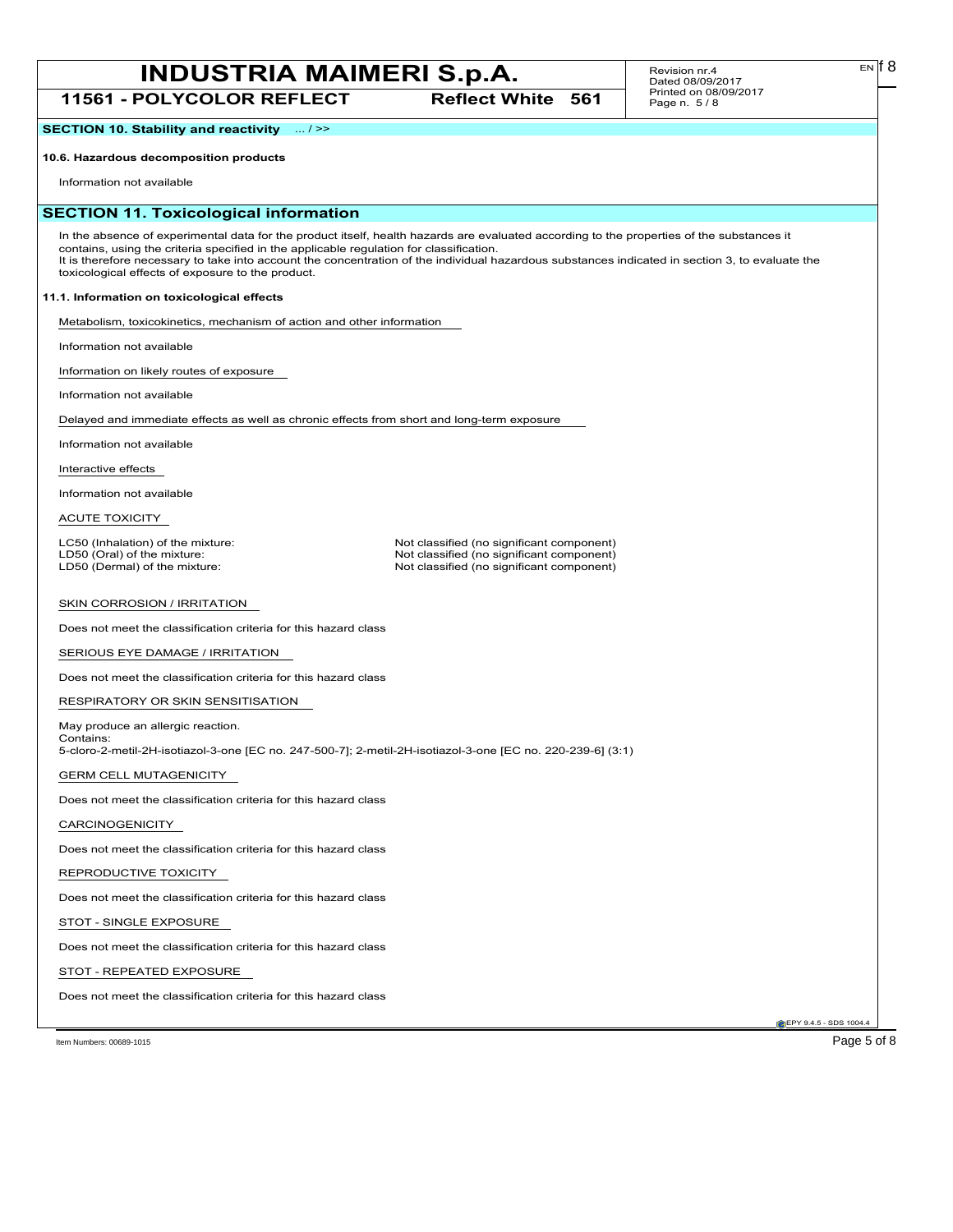**SECTION 10. Stability and reactivity** ... / >>

**10.6. Hazardous decomposition products**

Information not available

## SECTION 11. Toxicological information

In the absence of experimental data for the product itself, health hazards are evaluated according to the properties of the substances it contains, using the criteria specified in the applicable regulation for classification.
It is therefore necessary to take into account the concentration of the individual hazardous substances indicated in section 3, to evaluate the toxicological effects of exposure to the product.

**11.1. Information on toxicological effects**

Metabolism, toxicokinetics, mechanism of action and other information

Information not available

Information on likely routes of exposure

Information not available

Delayed and immediate effects as well as chronic effects from short and long-term exposure

Information not available

Interactive effects

Information not available

ACUTE TOXICITY

| | |
|---|---|
| LC50 (Inhalation) of the mixture: | Not classified (no significant component) |
| LD50 (Oral) of the mixture: | Not classified (no significant component) |
| LD50 (Dermal) of the mixture: | Not classified (no significant component) |

SKIN CORROSION / IRRITATION

Does not meet the classification criteria for this hazard class

SERIOUS EYE DAMAGE / IRRITATION

Does not meet the classification criteria for this hazard class

RESPIRATORY OR SKIN SENSITISATION

May produce an allergic reaction.
Contains:
5-cloro-2-metil-2H-isotiazol-3-one [EC no. 247-500-7]; 2-metil-2H-isotiazol-3-one [EC no. 220-239-6] (3:1)

GERM CELL MUTAGENICITY

Does not meet the classification criteria for this hazard class

CARCINOGENICITY

Does not meet the classification criteria for this hazard class

REPRODUCTIVE TOXICITY

Does not meet the classification criteria for this hazard class

STOT - SINGLE EXPOSURE

Does not meet the classification criteria for this hazard class

STOT - REPEATED EXPOSURE

Does not meet the classification criteria for this hazard class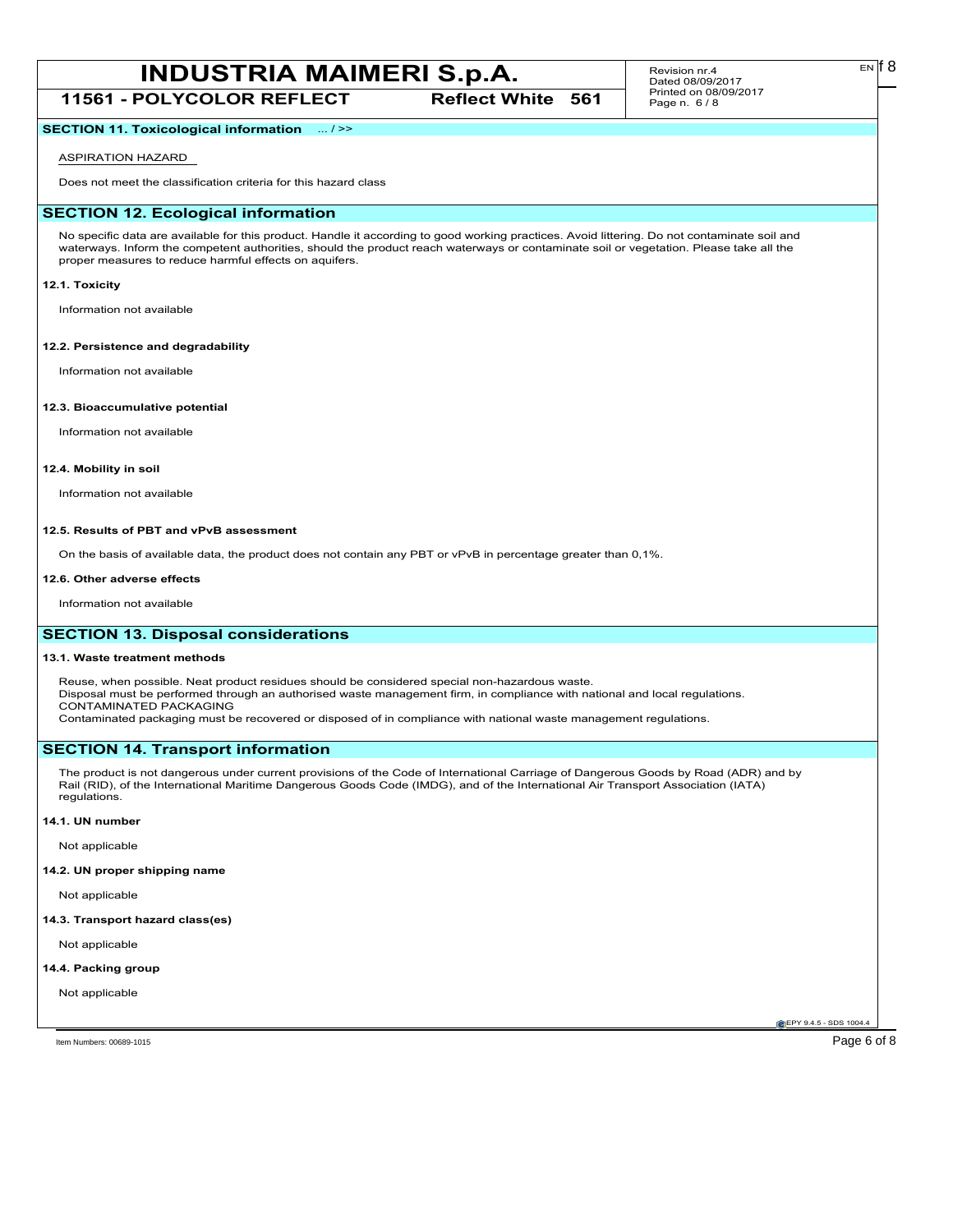## SECTION 11. Toxicological information ... / >>

ASPIRATION HAZARD

Does not meet the classification criteria for this hazard class

## SECTION 12. Ecological information

No specific data are available for this product. Handle it according to good working practices. Avoid littering. Do not contaminate soil and waterways. Inform the competent authorities, should the product reach waterways or contaminate soil or vegetation. Please take all the proper measures to reduce harmful effects on aquifers.

### 12.1. Toxicity

Information not available

### 12.2. Persistence and degradability

Information not available

### 12.3. Bioaccumulative potential

Information not available

### 12.4. Mobility in soil

Information not available

### 12.5. Results of PBT and vPvB assessment

On the basis of available data, the product does not contain any PBT or vPvB in percentage greater than 0,1%.

### 12.6. Other adverse effects

Information not available

## SECTION 13. Disposal considerations

### 13.1. Waste treatment methods

Reuse, when possible. Neat product residues should be considered special non-hazardous waste.
Disposal must be performed through an authorised waste management firm, in compliance with national and local regulations.
CONTAMINATED PACKAGING
Contaminated packaging must be recovered or disposed of in compliance with national waste management regulations.

## SECTION 14. Transport information

The product is not dangerous under current provisions of the Code of International Carriage of Dangerous Goods by Road (ADR) and by Rail (RID), of the International Maritime Dangerous Goods Code (IMDG), and of the International Air Transport Association (IATA) regulations.

### 14.1. UN number

Not applicable

### 14.2. UN proper shipping name

Not applicable

### 14.3. Transport hazard class(es)

Not applicable

### 14.4. Packing group

Not applicable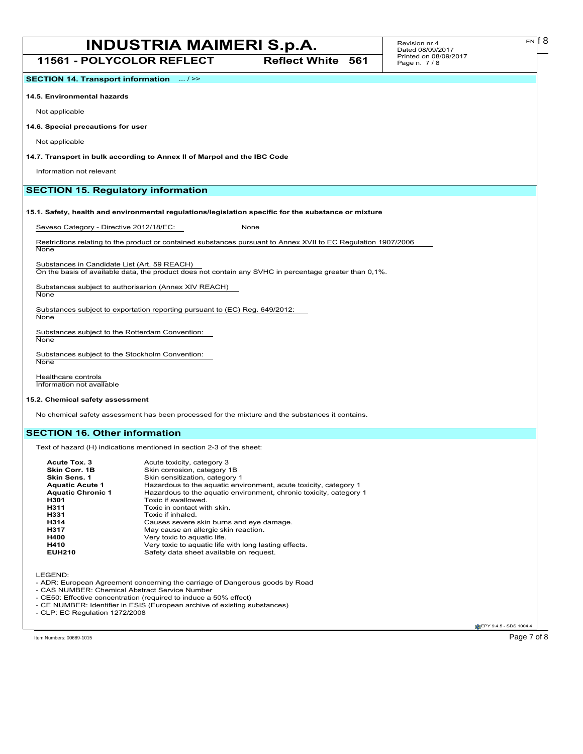## SECTION 14. Transport information ... / >>

### 14.5. Environmental hazards

Not applicable

### 14.6. Special precautions for user

Not applicable

### 14.7. Transport in bulk according to Annex II of Marpol and the IBC Code

Information not relevant

## SECTION 15. Regulatory information

### 15.1. Safety, health and environmental regulations/legislation specific for the substance or mixture

Seveso Category - Directive 2012/18/EC: None

Restrictions relating to the product or contained substances pursuant to Annex XVII to EC Regulation 1907/2006
None

Substances in Candidate List (Art. 59 REACH)
On the basis of available data, the product does not contain any SVHC in percentage greater than 0,1%.

Substances subject to authorisarion (Annex XIV REACH)
None

Substances subject to exportation reporting pursuant to (EC) Reg. 649/2012:
None

Substances subject to the Rotterdam Convention:
None

Substances subject to the Stockholm Convention:
None

Healthcare controls
Information not available

### 15.2. Chemical safety assessment

No chemical safety assessment has been processed for the mixture and the substances it contains.

## SECTION 16. Other information

Text of hazard (H) indications mentioned in section 2-3 of the sheet:

| | |
|---|---|
| **Acute Tox. 3** | Acute toxicity, category 3 |
| **Skin Corr. 1B** | Skin corrosion, category 1B |
| **Skin Sens. 1** | Skin sensitization, category 1 |
| **Aquatic Acute 1** | Hazardous to the aquatic environment, acute toxicity, category 1 |
| **Aquatic Chronic 1** | Hazardous to the aquatic environment, chronic toxicity, category 1 |
| **H301** | Toxic if swallowed. |
| **H311** | Toxic in contact with skin. |
| **H331** | Toxic if inhaled. |
| **H314** | Causes severe skin burns and eye damage. |
| **H317** | May cause an allergic skin reaction. |
| **H400** | Very toxic to aquatic life. |
| **H410** | Very toxic to aquatic life with long lasting effects. |
| **EUH210** | Safety data sheet available on request. |

LEGEND:
- ADR: European Agreement concerning the carriage of Dangerous goods by Road
- CAS NUMBER: Chemical Abstract Service Number
- CE50: Effective concentration (required to induce a 50% effect)
- CE NUMBER: Identifier in ESIS (European archive of existing substances)
- CLP: EC Regulation 1272/2008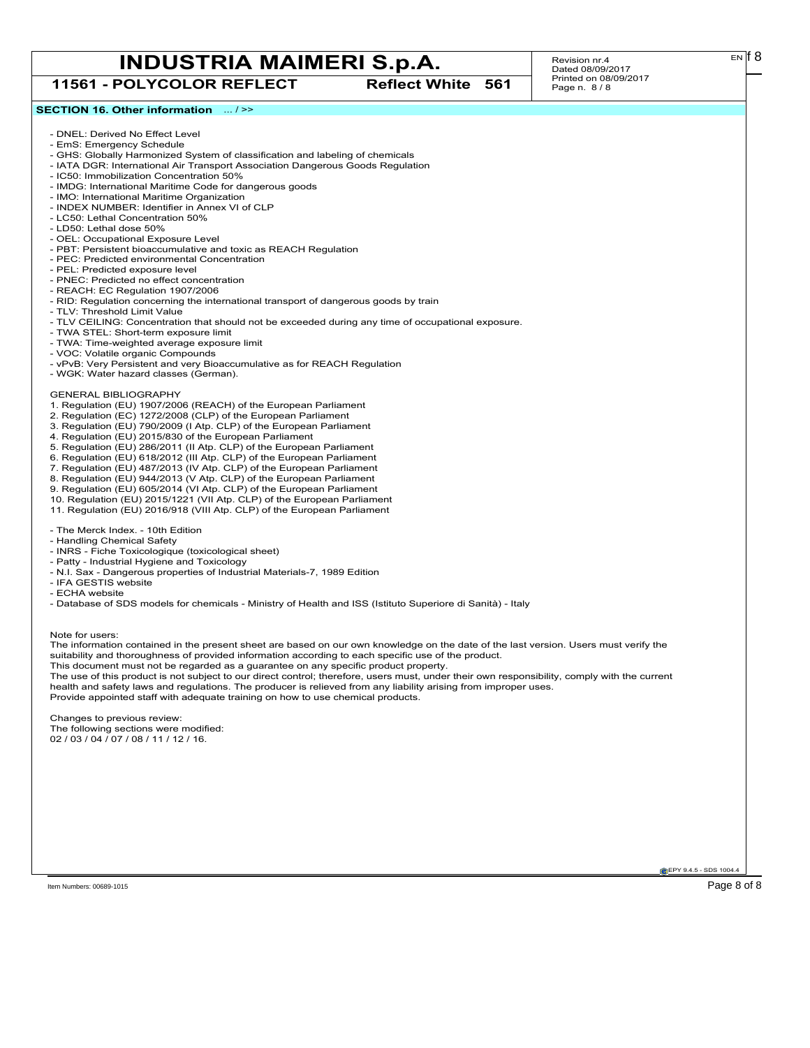## SECTION 16. Other information ... / >>

- DNEL: Derived No Effect Level
- EmS: Emergency Schedule
- GHS: Globally Harmonized System of classification and labeling of chemicals
- IATA DGR: International Air Transport Association Dangerous Goods Regulation
- IC50: Immobilization Concentration 50%
- IMDG: International Maritime Code for dangerous goods
- IMO: International Maritime Organization
- INDEX NUMBER: Identifier in Annex VI of CLP
- LC50: Lethal Concentration 50%
- LD50: Lethal dose 50%
- OEL: Occupational Exposure Level
- PBT: Persistent bioaccumulative and toxic as REACH Regulation
- PEC: Predicted environmental Concentration
- PEL: Predicted exposure level
- PNEC: Predicted no effect concentration
- REACH: EC Regulation 1907/2006
- RID: Regulation concerning the international transport of dangerous goods by train
- TLV: Threshold Limit Value
- TLV CEILING: Concentration that should not be exceeded during any time of occupational exposure.
- TWA STEL: Short-term exposure limit
- TWA: Time-weighted average exposure limit
- VOC: Volatile organic Compounds
- vPvB: Very Persistent and very Bioaccumulative as for REACH Regulation
- WGK: Water hazard classes (German).

GENERAL BIBLIOGRAPHY

1. Regulation (EU) 1907/2006 (REACH) of the European Parliament
2. Regulation (EC) 1272/2008 (CLP) of the European Parliament
3. Regulation (EU) 790/2009 (I Atp. CLP) of the European Parliament
4. Regulation (EU) 2015/830 of the European Parliament
5. Regulation (EU) 286/2011 (II Atp. CLP) of the European Parliament
6. Regulation (EU) 618/2012 (III Atp. CLP) of the European Parliament
7. Regulation (EU) 487/2013 (IV Atp. CLP) of the European Parliament
8. Regulation (EU) 944/2013 (V Atp. CLP) of the European Parliament
9. Regulation (EU) 605/2014 (VI Atp. CLP) of the European Parliament
10. Regulation (EU) 2015/1221 (VII Atp. CLP) of the European Parliament
11. Regulation (EU) 2016/918 (VIII Atp. CLP) of the European Parliament

- The Merck Index. - 10th Edition
- Handling Chemical Safety
- INRS - Fiche Toxicologique (toxicological sheet)
- Patty - Industrial Hygiene and Toxicology
- N.I. Sax - Dangerous properties of Industrial Materials-7, 1989 Edition
- IFA GESTIS website
- ECHA website
- Database of SDS models for chemicals - Ministry of Health and ISS (Istituto Superiore di Sanità) - Italy

Note for users:
The information contained in the present sheet are based on our own knowledge on the date of the last version. Users must verify the suitability and thoroughness of provided information according to each specific use of the product.
This document must not be regarded as a guarantee on any specific product property.
The use of this product is not subject to our direct control; therefore, users must, under their own responsibility, comply with the current health and safety laws and regulations. The producer is relieved from any liability arising from improper uses.
Provide appointed staff with adequate training on how to use chemical products.

Changes to previous review:
The following sections were modified:
02 / 03 / 04 / 07 / 08 / 11 / 12 / 16.